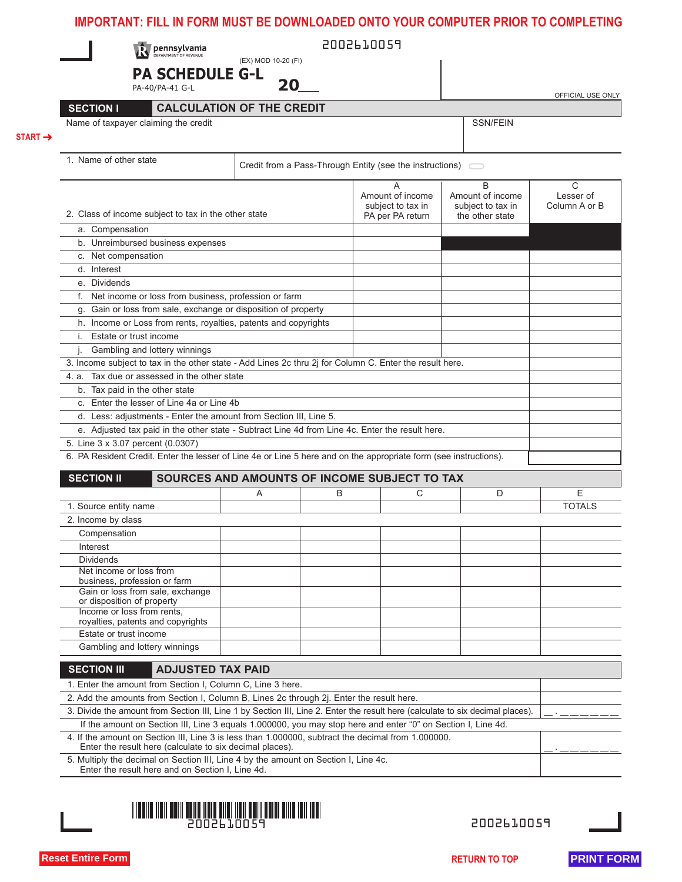IMPORTANT: FILL IN FORM MUST BE DOWNLOADED ONTO YOUR COMPUTER PRIOR TO COMPLETING

2002610059

pennsylvania
DEPARTMENT OF REVENUE

(EX) MOD 10-20 (FI)

# PA SCHEDULE G-L

PA-40/PA-41 G-L

20___

OFFICIAL USE ONLY

## SECTION I CALCULATION OF THE CREDIT

START →

Name of taxpayer claiming the credit | SSN/FEIN

1. Name of other state | Credit from a Pass-Through Entity (see the instructions)

| 2. Class of income subject to tax in the other state | A Amount of income subject to tax in PA per PA return | B Amount of income subject to tax in the other state | C Lesser of Column A or B |
|---|---|---|---|
| a. Compensation | | | |
| b. Unreimbursed business expenses | | | |
| c. Net compensation | | | |
| d. Interest | | | |
| e. Dividends | | | |
| f. Net income or loss from business, profession or farm | | | |
| g. Gain or loss from sale, exchange or disposition of property | | | |
| h. Income or Loss from rents, royalties, patents and copyrights | | | |
| i. Estate or trust income | | | |
| j. Gambling and lottery winnings | | | |
| 3. Income subject to tax in the other state - Add Lines 2c thru 2j for Column C. Enter the result here. | | | |
| 4. a. Tax due or assessed in the other state | | | |
| b. Tax paid in the other state | | | |
| c. Enter the lesser of Line 4a or Line 4b | | | |
| d. Less: adjustments - Enter the amount from Section III, Line 5. | | | |
| e. Adjusted tax paid in the other state - Subtract Line 4d from Line 4c. Enter the result here. | | | |
| 5. Line 3 x 3.07 percent (0.0307) | | | |
| 6. PA Resident Credit. Enter the lesser of Line 4e or Line 5 here and on the appropriate form (see instructions). | | | |

## SECTION II SOURCES AND AMOUNTS OF INCOME SUBJECT TO TAX

| | A | B | C | D | E |
|---|---|---|---|---|---|
| 1. Source entity name | | | | | TOTALS |
| 2. Income by class | | | | | |
| Compensation | | | | | |
| Interest | | | | | |
| Dividends | | | | | |
| Net income or loss from business, profession or farm | | | | | |
| Gain or loss from sale, exchange or disposition of property | | | | | |
| Income or loss from rents, royalties, patents and copyrights | | | | | |
| Estate or trust income | | | | | |
| Gambling and lottery winnings | | | | | |

## SECTION III ADJUSTED TAX PAID

| | |
|---|---|
| 1. Enter the amount from Section I, Column C, Line 3 here. | |
| 2. Add the amounts from Section I, Column B, Lines 2c through 2j. Enter the result here. | |
| 3. Divide the amount from Section III, Line 1 by Section III, Line 2. Enter the result here (calculate to six decimal places). | __ . __ __ __ __ __ __ |
| If the amount on Section III, Line 3 equals 1.000000, you may stop here and enter "0" on Section I, Line 4d. | |
| 4. If the amount on Section III, Line 3 is less than 1.000000, subtract the decimal from 1.000000. Enter the result here (calculate to six decimal places). | __ . __ __ __ __ __ __ |
| 5. Multiply the decimal on Section III, Line 4 by the amount on Section I, Line 4c. Enter the result here and on Section I, Line 4d. | |

2002610059

2002610059

Reset Entire Form | RETURN TO TOP | PRINT FORM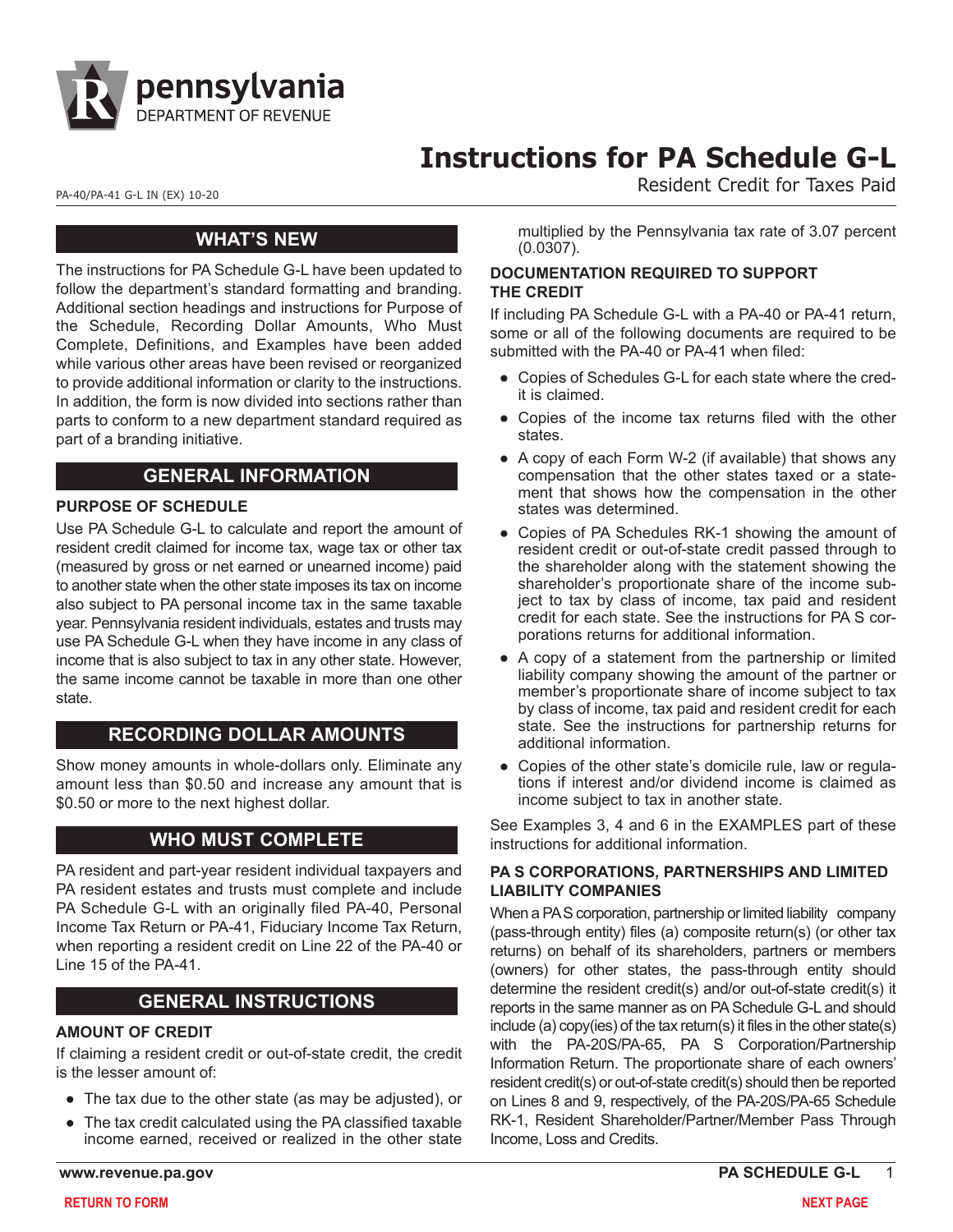# Instructions for PA Schedule G-L

Resident Credit for Taxes Paid

PA-40/PA-41 G-L IN (EX) 10-20

## WHAT'S NEW

The instructions for PA Schedule G-L have been updated to follow the department's standard formatting and branding. Additional section headings and instructions for Purpose of the Schedule, Recording Dollar Amounts, Who Must Complete, Definitions, and Examples have been added while various other areas have been revised or reorganized to provide additional information or clarity to the instructions. In addition, the form is now divided into sections rather than parts to conform to a new department standard required as part of a branding initiative.

## GENERAL INFORMATION

### PURPOSE OF SCHEDULE

Use PA Schedule G-L to calculate and report the amount of resident credit claimed for income tax, wage tax or other tax (measured by gross or net earned or unearned income) paid to another state when the other state imposes its tax on income also subject to PA personal income tax in the same taxable year. Pennsylvania resident individuals, estates and trusts may use PA Schedule G-L when they have income in any class of income that is also subject to tax in any other state. However, the same income cannot be taxable in more than one other state.

## RECORDING DOLLAR AMOUNTS

Show money amounts in whole-dollars only. Eliminate any amount less than $0.50 and increase any amount that is $0.50 or more to the next highest dollar.

## WHO MUST COMPLETE

PA resident and part-year resident individual taxpayers and PA resident estates and trusts must complete and include PA Schedule G-L with an originally filed PA-40, Personal Income Tax Return or PA-41, Fiduciary Income Tax Return, when reporting a resident credit on Line 22 of the PA-40 or Line 15 of the PA-41.

## GENERAL INSTRUCTIONS

### AMOUNT OF CREDIT

If claiming a resident credit or out-of-state credit, the credit is the lesser amount of:

- The tax due to the other state (as may be adjusted), or
- The tax credit calculated using the PA classified taxable income earned, received or realized in the other state multiplied by the Pennsylvania tax rate of 3.07 percent (0.0307).

### DOCUMENTATION REQUIRED TO SUPPORT THE CREDIT

If including PA Schedule G-L with a PA-40 or PA-41 return, some or all of the following documents are required to be submitted with the PA-40 or PA-41 when filed:

- Copies of Schedules G-L for each state where the credit is claimed.
- Copies of the income tax returns filed with the other states.
- A copy of each Form W-2 (if available) that shows any compensation that the other states taxed or a statement that shows how the compensation in the other states was determined.
- Copies of PA Schedules RK-1 showing the amount of resident credit or out-of-state credit passed through to the shareholder along with the statement showing the shareholder's proportionate share of the income subject to tax by class of income, tax paid and resident credit for each state. See the instructions for PA S corporations returns for additional information.
- A copy of a statement from the partnership or limited liability company showing the amount of the partner or member's proportionate share of income subject to tax by class of income, tax paid and resident credit for each state. See the instructions for partnership returns for additional information.
- Copies of the other state's domicile rule, law or regulations if interest and/or dividend income is claimed as income subject to tax in another state.

See Examples 3, 4 and 6 in the EXAMPLES part of these instructions for additional information.

### PA S CORPORATIONS, PARTNERSHIPS AND LIMITED LIABILITY COMPANIES

When a PA S corporation, partnership or limited liability company (pass-through entity) files (a) composite return(s) (or other tax returns) on behalf of its shareholders, partners or members (owners) for other states, the pass-through entity should determine the resident credit(s) and/or out-of-state credit(s) it reports in the same manner as on PA Schedule G-L and should include (a) copy(ies) of the tax return(s) it files in the other state(s) with the PA-20S/PA-65, PA S Corporation/Partnership Information Return. The proportionate share of each owners' resident credit(s) or out-of-state credit(s) should then be reported on Lines 8 and 9, respectively, of the PA-20S/PA-65 Schedule RK-1, Resident Shareholder/Partner/Member Pass Through Income, Loss and Credits.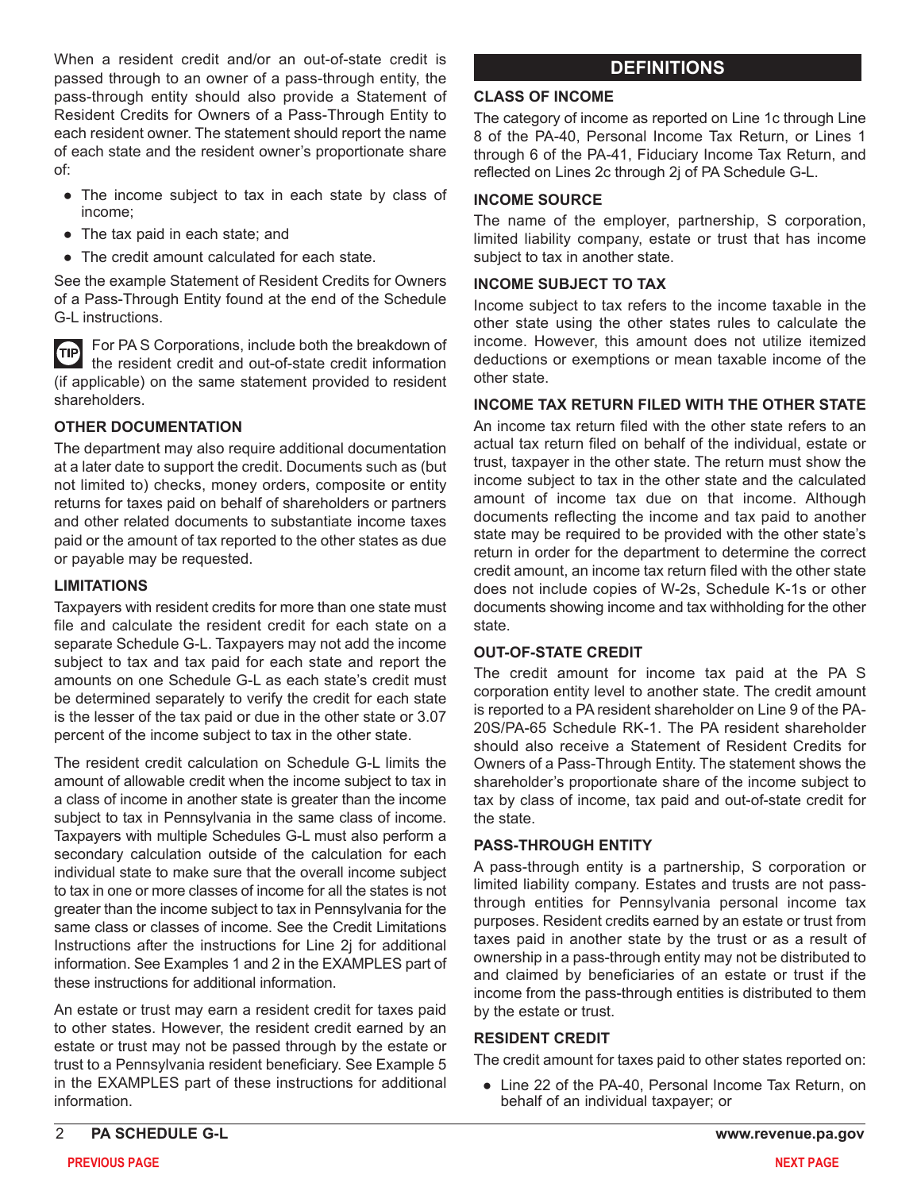When a resident credit and/or an out-of-state credit is passed through to an owner of a pass-through entity, the pass-through entity should also provide a Statement of Resident Credits for Owners of a Pass-Through Entity to each resident owner. The statement should report the name of each state and the resident owner's proportionate share of:

- The income subject to tax in each state by class of income;
- The tax paid in each state; and
- The credit amount calculated for each state.

See the example Statement of Resident Credits for Owners of a Pass-Through Entity found at the end of the Schedule G-L instructions.

TIP For PA S Corporations, include both the breakdown of the resident credit and out-of-state credit information (if applicable) on the same statement provided to resident shareholders.

### OTHER DOCUMENTATION

The department may also require additional documentation at a later date to support the credit. Documents such as (but not limited to) checks, money orders, composite or entity returns for taxes paid on behalf of shareholders or partners and other related documents to substantiate income taxes paid or the amount of tax reported to the other states as due or payable may be requested.

### LIMITATIONS

Taxpayers with resident credits for more than one state must file and calculate the resident credit for each state on a separate Schedule G-L. Taxpayers may not add the income subject to tax and tax paid for each state and report the amounts on one Schedule G-L as each state's credit must be determined separately to verify the credit for each state is the lesser of the tax paid or due in the other state or 3.07 percent of the income subject to tax in the other state.

The resident credit calculation on Schedule G-L limits the amount of allowable credit when the income subject to tax in a class of income in another state is greater than the income subject to tax in Pennsylvania in the same class of income. Taxpayers with multiple Schedules G-L must also perform a secondary calculation outside of the calculation for each individual state to make sure that the overall income subject to tax in one or more classes of income for all the states is not greater than the income subject to tax in Pennsylvania for the same class or classes of income. See the Credit Limitations Instructions after the instructions for Line 2j for additional information. See Examples 1 and 2 in the EXAMPLES part of these instructions for additional information.

An estate or trust may earn a resident credit for taxes paid to other states. However, the resident credit earned by an estate or trust may not be passed through by the estate or trust to a Pennsylvania resident beneficiary. See Example 5 in the EXAMPLES part of these instructions for additional information.

## DEFINITIONS

### CLASS OF INCOME

The category of income as reported on Line 1c through Line 8 of the PA-40, Personal Income Tax Return, or Lines 1 through 6 of the PA-41, Fiduciary Income Tax Return, and reflected on Lines 2c through 2j of PA Schedule G-L.

### INCOME SOURCE

The name of the employer, partnership, S corporation, limited liability company, estate or trust that has income subject to tax in another state.

### INCOME SUBJECT TO TAX

Income subject to tax refers to the income taxable in the other state using the other states rules to calculate the income. However, this amount does not utilize itemized deductions or exemptions or mean taxable income of the other state.

### INCOME TAX RETURN FILED WITH THE OTHER STATE

An income tax return filed with the other state refers to an actual tax return filed on behalf of the individual, estate or trust, taxpayer in the other state. The return must show the income subject to tax in the other state and the calculated amount of income tax due on that income. Although documents reflecting the income and tax paid to another state may be required to be provided with the other state's return in order for the department to determine the correct credit amount, an income tax return filed with the other state does not include copies of W-2s, Schedule K-1s or other documents showing income and tax withholding for the other state.

### OUT-OF-STATE CREDIT

The credit amount for income tax paid at the PA S corporation entity level to another state. The credit amount is reported to a PA resident shareholder on Line 9 of the PA-20S/PA-65 Schedule RK-1. The PA resident shareholder should also receive a Statement of Resident Credits for Owners of a Pass-Through Entity. The statement shows the shareholder's proportionate share of the income subject to tax by class of income, tax paid and out-of-state credit for the state.

### PASS-THROUGH ENTITY

A pass-through entity is a partnership, S corporation or limited liability company. Estates and trusts are not pass-through entities for Pennsylvania personal income tax purposes. Resident credits earned by an estate or trust from taxes paid in another state by the trust or as a result of ownership in a pass-through entity may not be distributed to and claimed by beneficiaries of an estate or trust if the income from the pass-through entities is distributed to them by the estate or trust.

### RESIDENT CREDIT

The credit amount for taxes paid to other states reported on:

- Line 22 of the PA-40, Personal Income Tax Return, on behalf of an individual taxpayer; or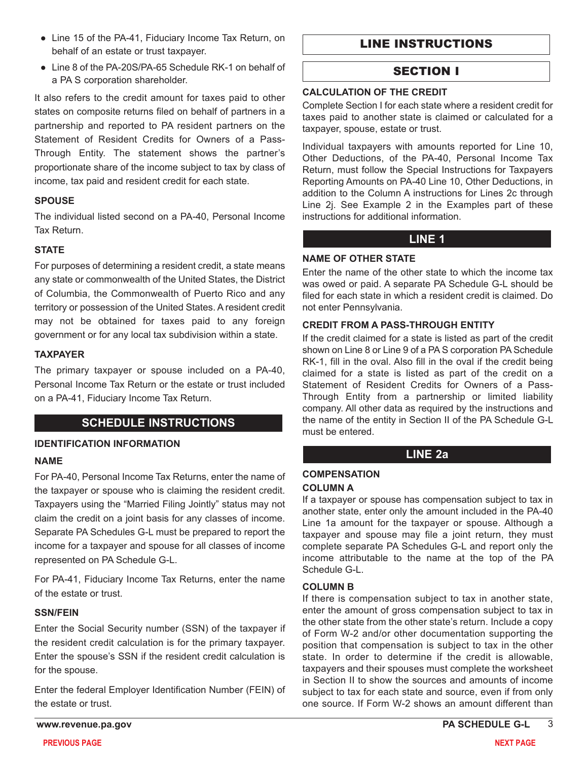- Line 15 of the PA-41, Fiduciary Income Tax Return, on behalf of an estate or trust taxpayer.
- Line 8 of the PA-20S/PA-65 Schedule RK-1 on behalf of a PA S corporation shareholder.

It also refers to the credit amount for taxes paid to other states on composite returns filed on behalf of partners in a partnership and reported to PA resident partners on the Statement of Resident Credits for Owners of a Pass-Through Entity. The statement shows the partner's proportionate share of the income subject to tax by class of income, tax paid and resident credit for each state.

### SPOUSE

The individual listed second on a PA-40, Personal Income Tax Return.

### STATE

For purposes of determining a resident credit, a state means any state or commonwealth of the United States, the District of Columbia, the Commonwealth of Puerto Rico and any territory or possession of the United States. A resident credit may not be obtained for taxes paid to any foreign government or for any local tax subdivision within a state.

### TAXPAYER

The primary taxpayer or spouse included on a PA-40, Personal Income Tax Return or the estate or trust included on a PA-41, Fiduciary Income Tax Return.

## SCHEDULE INSTRUCTIONS

### IDENTIFICATION INFORMATION

### NAME

For PA-40, Personal Income Tax Returns, enter the name of the taxpayer or spouse who is claiming the resident credit. Taxpayers using the "Married Filing Jointly" status may not claim the credit on a joint basis for any classes of income. Separate PA Schedules G-L must be prepared to report the income for a taxpayer and spouse for all classes of income represented on PA Schedule G-L.

For PA-41, Fiduciary Income Tax Returns, enter the name of the estate or trust.

### SSN/FEIN

Enter the Social Security number (SSN) of the taxpayer if the resident credit calculation is for the primary taxpayer. Enter the spouse's SSN if the resident credit calculation is for the spouse.

Enter the federal Employer Identification Number (FEIN) of the estate or trust.

## LINE INSTRUCTIONS

## SECTION I

### CALCULATION OF THE CREDIT

Complete Section I for each state where a resident credit for taxes paid to another state is claimed or calculated for a taxpayer, spouse, estate or trust.

Individual taxpayers with amounts reported for Line 10, Other Deductions, of the PA-40, Personal Income Tax Return, must follow the Special Instructions for Taxpayers Reporting Amounts on PA-40 Line 10, Other Deductions, in addition to the Column A instructions for Lines 2c through Line 2j. See Example 2 in the Examples part of these instructions for additional information.

## LINE 1

### NAME OF OTHER STATE

Enter the name of the other state to which the income tax was owed or paid. A separate PA Schedule G-L should be filed for each state in which a resident credit is claimed. Do not enter Pennsylvania.

### CREDIT FROM A PASS-THROUGH ENTITY

If the credit claimed for a state is listed as part of the credit shown on Line 8 or Line 9 of a PA S corporation PA Schedule RK-1, fill in the oval. Also fill in the oval if the credit being claimed for a state is listed as part of the credit on a Statement of Resident Credits for Owners of a Pass-Through Entity from a partnership or limited liability company. All other data as required by the instructions and the name of the entity in Section II of the PA Schedule G-L must be entered.

## LINE 2a

### COMPENSATION

### COLUMN A

If a taxpayer or spouse has compensation subject to tax in another state, enter only the amount included in the PA-40 Line 1a amount for the taxpayer or spouse. Although a taxpayer and spouse may file a joint return, they must complete separate PA Schedules G-L and report only the income attributable to the name at the top of the PA Schedule G-L.

### COLUMN B

If there is compensation subject to tax in another state, enter the amount of gross compensation subject to tax in the other state from the other state's return. Include a copy of Form W-2 and/or other documentation supporting the position that compensation is subject to tax in the other state. In order to determine if the credit is allowable, taxpayers and their spouses must complete the worksheet in Section II to show the sources and amounts of income subject to tax for each state and source, even if from only one source. If Form W-2 shows an amount different than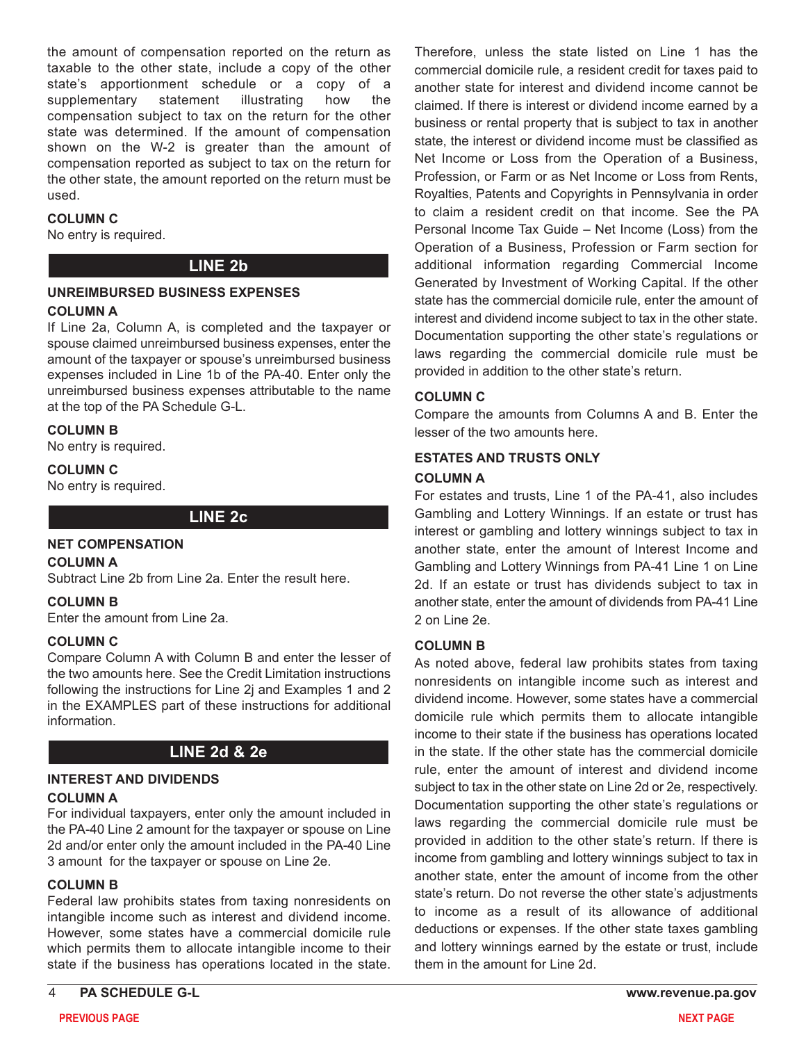the amount of compensation reported on the return as taxable to the other state, include a copy of the other state's apportionment schedule or a copy of a supplementary statement illustrating how the compensation subject to tax on the return for the other state was determined. If the amount of compensation shown on the W-2 is greater than the amount of compensation reported as subject to tax on the return for the other state, the amount reported on the return must be used.

**COLUMN C**

No entry is required.

## LINE 2b

**UNREIMBURSED BUSINESS EXPENSES**

**COLUMN A**

If Line 2a, Column A, is completed and the taxpayer or spouse claimed unreimbursed business expenses, enter the amount of the taxpayer or spouse's unreimbursed business expenses included in Line 1b of the PA-40. Enter only the unreimbursed business expenses attributable to the name at the top of the PA Schedule G-L.

**COLUMN B**

No entry is required.

**COLUMN C**

No entry is required.

## LINE 2c

**NET COMPENSATION**

**COLUMN A**

Subtract Line 2b from Line 2a. Enter the result here.

**COLUMN B**

Enter the amount from Line 2a.

**COLUMN C**

Compare Column A with Column B and enter the lesser of the two amounts here. See the Credit Limitation instructions following the instructions for Line 2j and Examples 1 and 2 in the EXAMPLES part of these instructions for additional information.

## LINE 2d & 2e

**INTEREST AND DIVIDENDS**

**COLUMN A**

For individual taxpayers, enter only the amount included in the PA-40 Line 2 amount for the taxpayer or spouse on Line 2d and/or enter only the amount included in the PA-40 Line 3 amount for the taxpayer or spouse on Line 2e.

**COLUMN B**

Federal law prohibits states from taxing nonresidents on intangible income such as interest and dividend income. However, some states have a commercial domicile rule which permits them to allocate intangible income to their state if the business has operations located in the state. Therefore, unless the state listed on Line 1 has the commercial domicile rule, a resident credit for taxes paid to another state for interest and dividend income cannot be claimed. If there is interest or dividend income earned by a business or rental property that is subject to tax in another state, the interest or dividend income must be classified as Net Income or Loss from the Operation of a Business, Profession, or Farm or as Net Income or Loss from Rents, Royalties, Patents and Copyrights in Pennsylvania in order to claim a resident credit on that income. See the PA Personal Income Tax Guide – Net Income (Loss) from the Operation of a Business, Profession or Farm section for additional information regarding Commercial Income Generated by Investment of Working Capital. If the other state has the commercial domicile rule, enter the amount of interest and dividend income subject to tax in the other state. Documentation supporting the other state's regulations or laws regarding the commercial domicile rule must be provided in addition to the other state's return.

**COLUMN C**

Compare the amounts from Columns A and B. Enter the lesser of the two amounts here.

**ESTATES AND TRUSTS ONLY**

**COLUMN A**

For estates and trusts, Line 1 of the PA-41, also includes Gambling and Lottery Winnings. If an estate or trust has interest or gambling and lottery winnings subject to tax in another state, enter the amount of Interest Income and Gambling and Lottery Winnings from PA-41 Line 1 on Line 2d. If an estate or trust has dividends subject to tax in another state, enter the amount of dividends from PA-41 Line 2 on Line 2e.

**COLUMN B**

As noted above, federal law prohibits states from taxing nonresidents on intangible income such as interest and dividend income. However, some states have a commercial domicile rule which permits them to allocate intangible income to their state if the business has operations located in the state. If the other state has the commercial domicile rule, enter the amount of interest and dividend income subject to tax in the other state on Line 2d or 2e, respectively. Documentation supporting the other state's regulations or laws regarding the commercial domicile rule must be provided in addition to the other state's return. If there is income from gambling and lottery winnings subject to tax in another state, enter the amount of income from the other state's return. Do not reverse the other state's adjustments to income as a result of its allowance of additional deductions or expenses. If the other state taxes gambling and lottery winnings earned by the estate or trust, include them in the amount for Line 2d.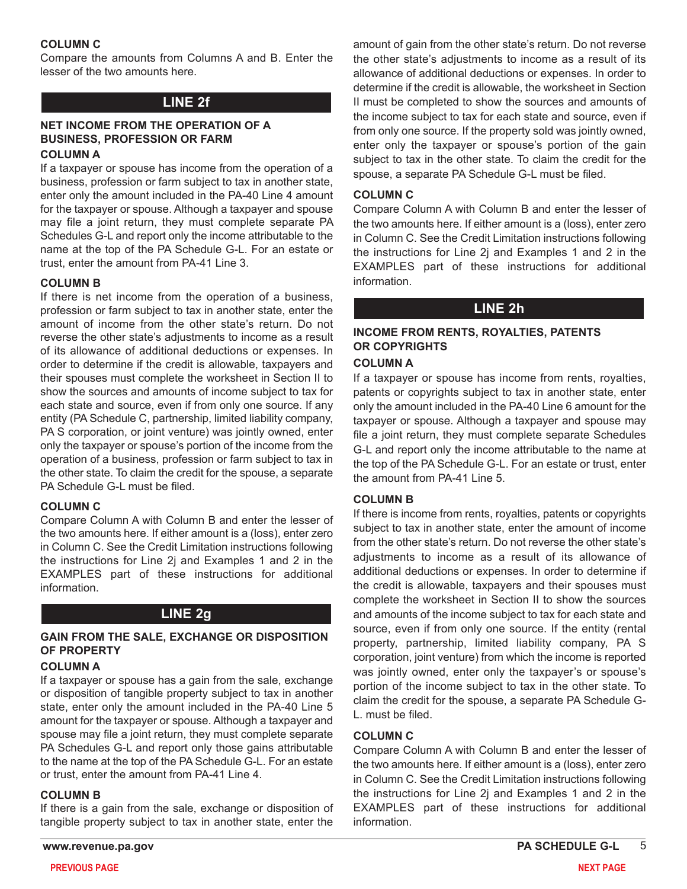### COLUMN C

Compare the amounts from Columns A and B. Enter the lesser of the two amounts here.

## LINE 2f

### NET INCOME FROM THE OPERATION OF A BUSINESS, PROFESSION OR FARM

### COLUMN A

If a taxpayer or spouse has income from the operation of a business, profession or farm subject to tax in another state, enter only the amount included in the PA-40 Line 4 amount for the taxpayer or spouse. Although a taxpayer and spouse may file a joint return, they must complete separate PA Schedules G-L and report only the income attributable to the name at the top of the PA Schedule G-L. For an estate or trust, enter the amount from PA-41 Line 3.

### COLUMN B

If there is net income from the operation of a business, profession or farm subject to tax in another state, enter the amount of income from the other state's return. Do not reverse the other state's adjustments to income as a result of its allowance of additional deductions or expenses. In order to determine if the credit is allowable, taxpayers and their spouses must complete the worksheet in Section II to show the sources and amounts of income subject to tax for each state and source, even if from only one source. If any entity (PA Schedule C, partnership, limited liability company, PA S corporation, or joint venture) was jointly owned, enter only the taxpayer or spouse's portion of the income from the operation of a business, profession or farm subject to tax in the other state. To claim the credit for the spouse, a separate PA Schedule G-L must be filed.

### COLUMN C

Compare Column A with Column B and enter the lesser of the two amounts here. If either amount is a (loss), enter zero in Column C. See the Credit Limitation instructions following the instructions for Line 2j and Examples 1 and 2 in the EXAMPLES part of these instructions for additional information.

## LINE 2g

### GAIN FROM THE SALE, EXCHANGE OR DISPOSITION OF PROPERTY

### COLUMN A

If a taxpayer or spouse has a gain from the sale, exchange or disposition of tangible property subject to tax in another state, enter only the amount included in the PA-40 Line 5 amount for the taxpayer or spouse. Although a taxpayer and spouse may file a joint return, they must complete separate PA Schedules G-L and report only those gains attributable to the name at the top of the PA Schedule G-L. For an estate or trust, enter the amount from PA-41 Line 4.

### COLUMN B

If there is a gain from the sale, exchange or disposition of tangible property subject to tax in another state, enter the amount of gain from the other state's return. Do not reverse the other state's adjustments to income as a result of its allowance of additional deductions or expenses. In order to determine if the credit is allowable, the worksheet in Section II must be completed to show the sources and amounts of the income subject to tax for each state and source, even if from only one source. If the property sold was jointly owned, enter only the taxpayer or spouse's portion of the gain subject to tax in the other state. To claim the credit for the spouse, a separate PA Schedule G-L must be filed.

### COLUMN C

Compare Column A with Column B and enter the lesser of the two amounts here. If either amount is a (loss), enter zero in Column C. See the Credit Limitation instructions following the instructions for Line 2j and Examples 1 and 2 in the EXAMPLES part of these instructions for additional information.

## LINE 2h

### INCOME FROM RENTS, ROYALTIES, PATENTS OR COPYRIGHTS

### COLUMN A

If a taxpayer or spouse has income from rents, royalties, patents or copyrights subject to tax in another state, enter only the amount included in the PA-40 Line 6 amount for the taxpayer or spouse. Although a taxpayer and spouse may file a joint return, they must complete separate Schedules G-L and report only the income attributable to the name at the top of the PA Schedule G-L. For an estate or trust, enter the amount from PA-41 Line 5.

### COLUMN B

If there is income from rents, royalties, patents or copyrights subject to tax in another state, enter the amount of income from the other state's return. Do not reverse the other state's adjustments to income as a result of its allowance of additional deductions or expenses. In order to determine if the credit is allowable, taxpayers and their spouses must complete the worksheet in Section II to show the sources and amounts of the income subject to tax for each state and source, even if from only one source. If the entity (rental property, partnership, limited liability company, PA S corporation, joint venture) from which the income is reported was jointly owned, enter only the taxpayer's or spouse's portion of the income subject to tax in the other state. To claim the credit for the spouse, a separate PA Schedule G-L must be filed.

### COLUMN C

Compare Column A with Column B and enter the lesser of the two amounts here. If either amount is a (loss), enter zero in Column C. See the Credit Limitation instructions following the instructions for Line 2j and Examples 1 and 2 in the EXAMPLES part of these instructions for additional information.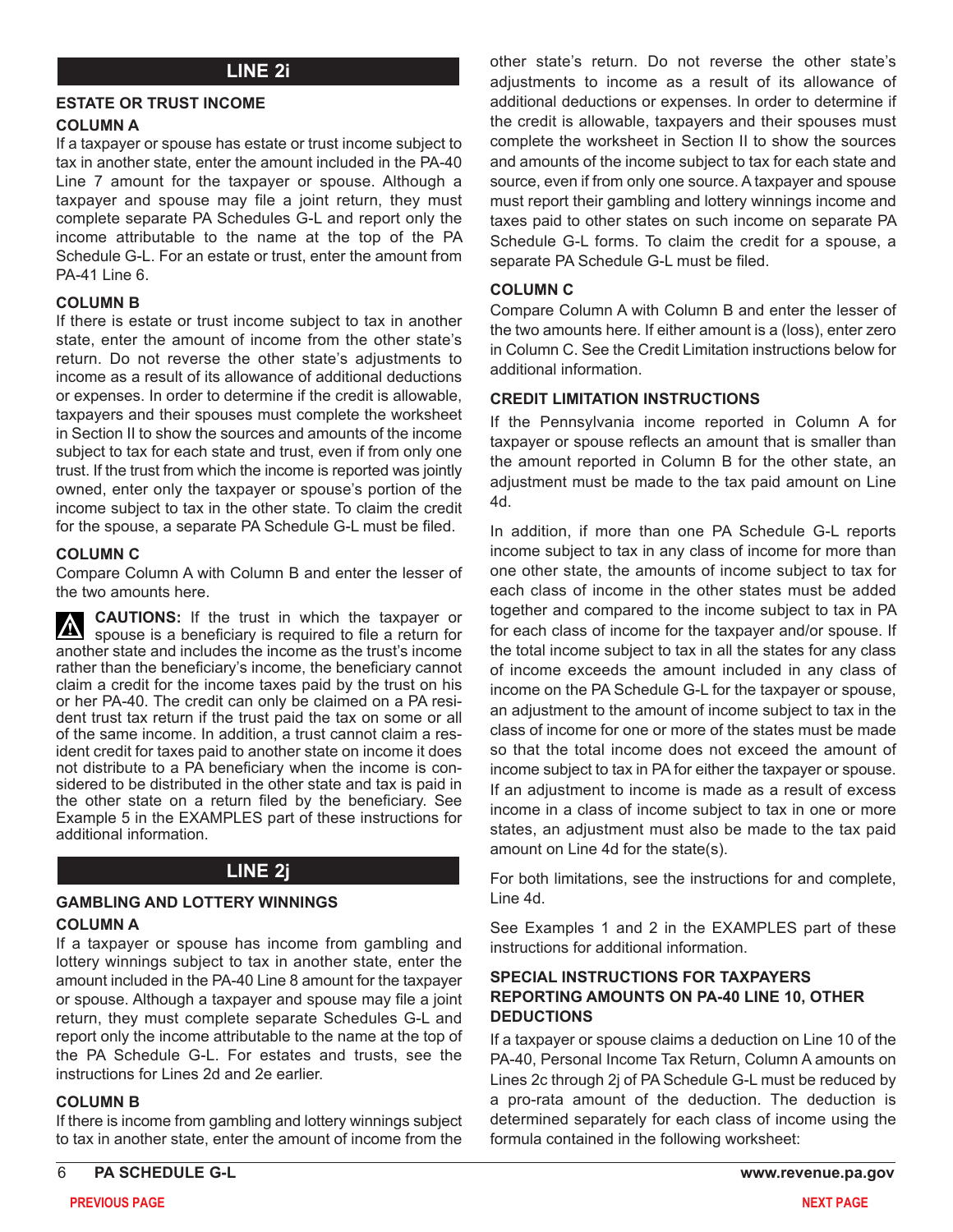## LINE 2i

### ESTATE OR TRUST INCOME

**COLUMN A**

If a taxpayer or spouse has estate or trust income subject to tax in another state, enter the amount included in the PA-40 Line 7 amount for the taxpayer or spouse. Although a taxpayer and spouse may file a joint return, they must complete separate PA Schedules G-L and report only the income attributable to the name at the top of the PA Schedule G-L. For an estate or trust, enter the amount from PA-41 Line 6.

**COLUMN B**

If there is estate or trust income subject to tax in another state, enter the amount of income from the other state's return. Do not reverse the other state's adjustments to income as a result of its allowance of additional deductions or expenses. In order to determine if the credit is allowable, taxpayers and their spouses must complete the worksheet in Section II to show the sources and amounts of the income subject to tax for each state and trust, even if from only one trust. If the trust from which the income is reported was jointly owned, enter only the taxpayer or spouse's portion of the income subject to tax in the other state. To claim the credit for the spouse, a separate PA Schedule G-L must be filed.

**COLUMN C**

Compare Column A with Column B and enter the lesser of the two amounts here.

**CAUTIONS:** If the trust in which the taxpayer or spouse is a beneficiary is required to file a return for another state and includes the income as the trust's income rather than the beneficiary's income, the beneficiary cannot claim a credit for the income taxes paid by the trust on his or her PA-40. The credit can only be claimed on a PA resident trust tax return if the trust paid the tax on some or all of the same income. In addition, a trust cannot claim a resident credit for taxes paid to another state on income it does not distribute to a PA beneficiary when the income is considered to be distributed in the other state and tax is paid in the other state on a return filed by the beneficiary. See Example 5 in the EXAMPLES part of these instructions for additional information.

## LINE 2j

### GAMBLING AND LOTTERY WINNINGS

**COLUMN A**

If a taxpayer or spouse has income from gambling and lottery winnings subject to tax in another state, enter the amount included in the PA-40 Line 8 amount for the taxpayer or spouse. Although a taxpayer and spouse may file a joint return, they must complete separate Schedules G-L and report only the income attributable to the name at the top of the PA Schedule G-L. For estates and trusts, see the instructions for Lines 2d and 2e earlier.

**COLUMN B**

If there is income from gambling and lottery winnings subject to tax in another state, enter the amount of income from the other state's return. Do not reverse the other state's adjustments to income as a result of its allowance of additional deductions or expenses. In order to determine if the credit is allowable, taxpayers and their spouses must complete the worksheet in Section II to show the sources and amounts of the income subject to tax for each state and source, even if from only one source. A taxpayer and spouse must report their gambling and lottery winnings income and taxes paid to other states on such income on separate PA Schedule G-L forms. To claim the credit for a spouse, a separate PA Schedule G-L must be filed.

**COLUMN C**

Compare Column A with Column B and enter the lesser of the two amounts here. If either amount is a (loss), enter zero in Column C. See the Credit Limitation instructions below for additional information.

### CREDIT LIMITATION INSTRUCTIONS

If the Pennsylvania income reported in Column A for taxpayer or spouse reflects an amount that is smaller than the amount reported in Column B for the other state, an adjustment must be made to the tax paid amount on Line 4d.

In addition, if more than one PA Schedule G-L reports income subject to tax in any class of income for more than one other state, the amounts of income subject to tax for each class of income in the other states must be added together and compared to the income subject to tax in PA for each class of income for the taxpayer and/or spouse. If the total income subject to tax in all the states for any class of income exceeds the amount included in any class of income on the PA Schedule G-L for the taxpayer or spouse, an adjustment to the amount of income subject to tax in the class of income for one or more of the states must be made so that the total income does not exceed the amount of income subject to tax in PA for either the taxpayer or spouse. If an adjustment to income is made as a result of excess income in a class of income subject to tax in one or more states, an adjustment must also be made to the tax paid amount on Line 4d for the state(s).

For both limitations, see the instructions for and complete, Line 4d.

See Examples 1 and 2 in the EXAMPLES part of these instructions for additional information.

### SPECIAL INSTRUCTIONS FOR TAXPAYERS REPORTING AMOUNTS ON PA-40 LINE 10, OTHER DEDUCTIONS

If a taxpayer or spouse claims a deduction on Line 10 of the PA-40, Personal Income Tax Return, Column A amounts on Lines 2c through 2j of PA Schedule G-L must be reduced by a pro-rata amount of the deduction. The deduction is determined separately for each class of income using the formula contained in the following worksheet: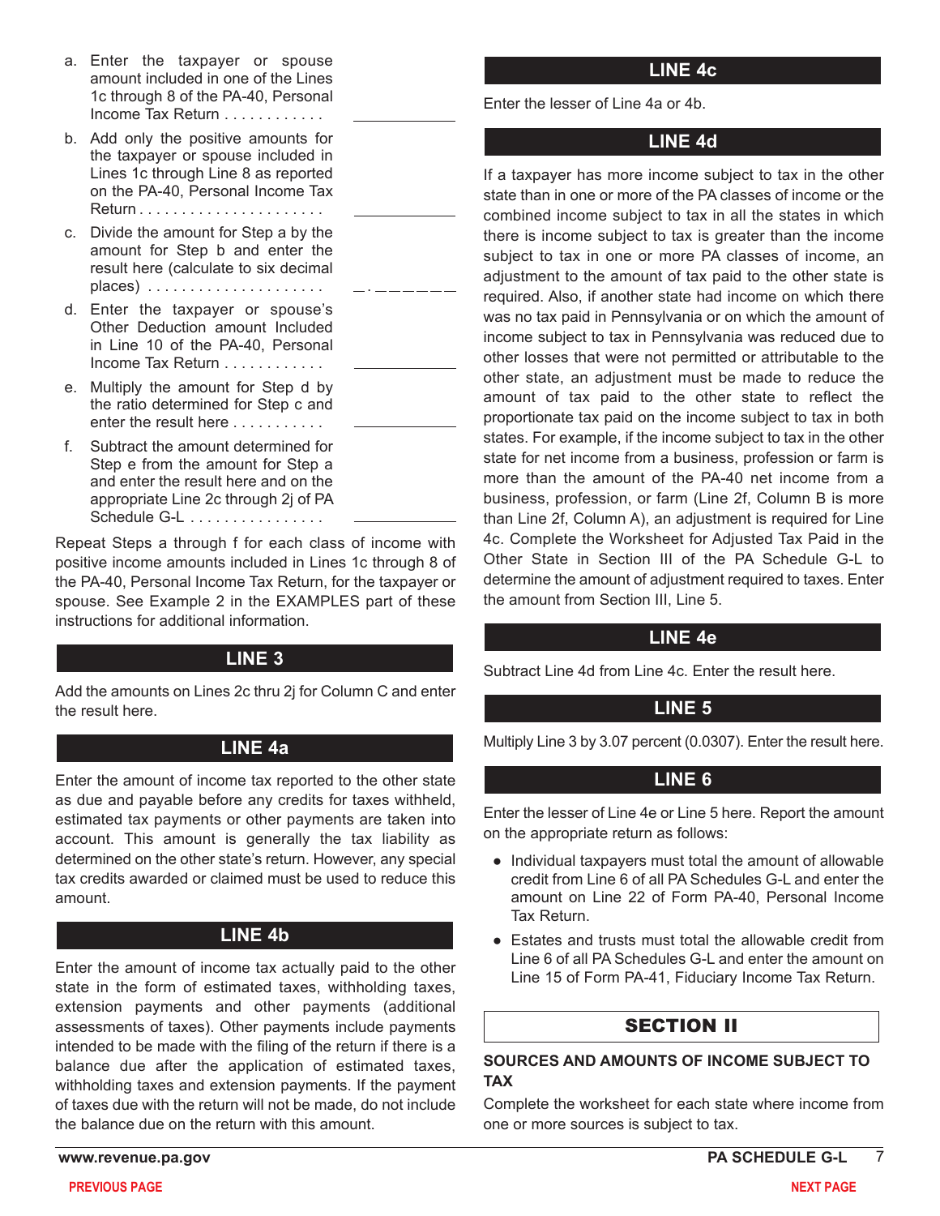a. Enter the taxpayer or spouse amount included in one of the Lines 1c through 8 of the PA-40, Personal Income Tax Return . . . . . . . . . . . . ____________

b. Add only the positive amounts for the taxpayer or spouse included in Lines 1c through Line 8 as reported on the PA-40, Personal Income Tax Return . . . . . . . . . . . . . . . . . . . . . . ____________

c. Divide the amount for Step a by the amount for Step b and enter the result here (calculate to six decimal places) . . . . . . . . . . . . . . . . . . . . . _ . _ _ _ _ _ _

d. Enter the taxpayer or spouse's Other Deduction amount Included in Line 10 of the PA-40, Personal Income Tax Return . . . . . . . . . . . . ____________

e. Multiply the amount for Step d by the ratio determined for Step c and enter the result here . . . . . . . . . . . ____________

f. Subtract the amount determined for Step e from the amount for Step a and enter the result here and on the appropriate Line 2c through 2j of PA Schedule G-L . . . . . . . . . . . . . . . . ____________

Repeat Steps a through f for each class of income with positive income amounts included in Lines 1c through 8 of the PA-40, Personal Income Tax Return, for the taxpayer or spouse. See Example 2 in the EXAMPLES part of these instructions for additional information.

## LINE 3

Add the amounts on Lines 2c thru 2j for Column C and enter the result here.

## LINE 4a

Enter the amount of income tax reported to the other state as due and payable before any credits for taxes withheld, estimated tax payments or other payments are taken into account. This amount is generally the tax liability as determined on the other state's return. However, any special tax credits awarded or claimed must be used to reduce this amount.

## LINE 4b

Enter the amount of income tax actually paid to the other state in the form of estimated taxes, withholding taxes, extension payments and other payments (additional assessments of taxes). Other payments include payments intended to be made with the filing of the return if there is a balance due after the application of estimated taxes, withholding taxes and extension payments. If the payment of taxes due with the return will not be made, do not include the balance due on the return with this amount.

## LINE 4c

Enter the lesser of Line 4a or 4b.

## LINE 4d

If a taxpayer has more income subject to tax in the other state than in one or more of the PA classes of income or the combined income subject to tax in all the states in which there is income subject to tax is greater than the income subject to tax in one or more PA classes of income, an adjustment to the amount of tax paid to the other state is required. Also, if another state had income on which there was no tax paid in Pennsylvania or on which the amount of income subject to tax in Pennsylvania was reduced due to other losses that were not permitted or attributable to the other state, an adjustment must be made to reduce the amount of tax paid to the other state to reflect the proportionate tax paid on the income subject to tax in both states. For example, if the income subject to tax in the other state for net income from a business, profession or farm is more than the amount of the PA-40 net income from a business, profession, or farm (Line 2f, Column B is more than Line 2f, Column A), an adjustment is required for Line 4c. Complete the Worksheet for Adjusted Tax Paid in the Other State in Section III of the PA Schedule G-L to determine the amount of adjustment required to taxes. Enter the amount from Section III, Line 5.

## LINE 4e

Subtract Line 4d from Line 4c. Enter the result here.

## LINE 5

Multiply Line 3 by 3.07 percent (0.0307). Enter the result here.

## LINE 6

Enter the lesser of Line 4e or Line 5 here. Report the amount on the appropriate return as follows:

- Individual taxpayers must total the amount of allowable credit from Line 6 of all PA Schedules G-L and enter the amount on Line 22 of Form PA-40, Personal Income Tax Return.
- Estates and trusts must total the allowable credit from Line 6 of all PA Schedules G-L and enter the amount on Line 15 of Form PA-41, Fiduciary Income Tax Return.

## SECTION II

### SOURCES AND AMOUNTS OF INCOME SUBJECT TO TAX

Complete the worksheet for each state where income from one or more sources is subject to tax.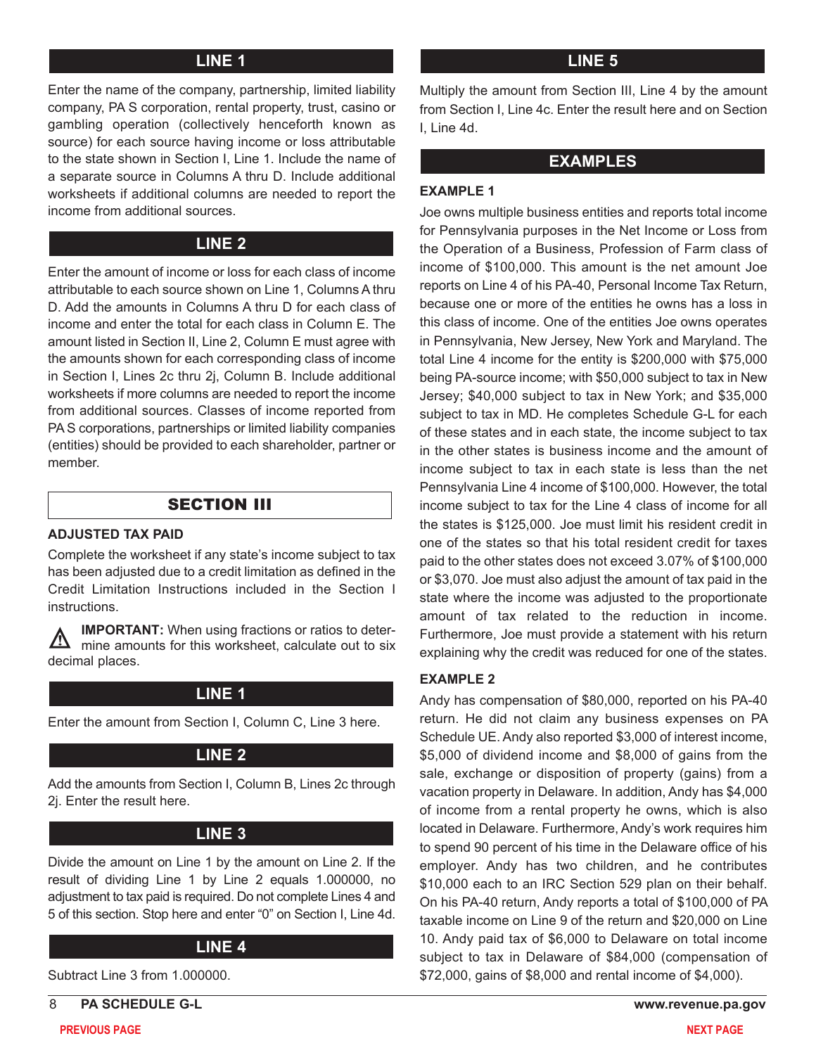## LINE 1

Enter the name of the company, partnership, limited liability company, PA S corporation, rental property, trust, casino or gambling operation (collectively henceforth known as source) for each source having income or loss attributable to the state shown in Section I, Line 1. Include the name of a separate source in Columns A thru D. Include additional worksheets if additional columns are needed to report the income from additional sources.

## LINE 2

Enter the amount of income or loss for each class of income attributable to each source shown on Line 1, Columns A thru D. Add the amounts in Columns A thru D for each class of income and enter the total for each class in Column E. The amount listed in Section II, Line 2, Column E must agree with the amounts shown for each corresponding class of income in Section I, Lines 2c thru 2j, Column B. Include additional worksheets if more columns are needed to report the income from additional sources. Classes of income reported from PA S corporations, partnerships or limited liability companies (entities) should be provided to each shareholder, partner or member.

# SECTION III

### ADJUSTED TAX PAID

Complete the worksheet if any state's income subject to tax has been adjusted due to a credit limitation as defined in the Credit Limitation Instructions included in the Section I instructions.

**IMPORTANT:** When using fractions or ratios to determine amounts for this worksheet, calculate out to six decimal places.

## LINE 1

Enter the amount from Section I, Column C, Line 3 here.

## LINE 2

Add the amounts from Section I, Column B, Lines 2c through 2j. Enter the result here.

## LINE 3

Divide the amount on Line 1 by the amount on Line 2. If the result of dividing Line 1 by Line 2 equals 1.000000, no adjustment to tax paid is required. Do not complete Lines 4 and 5 of this section. Stop here and enter "0" on Section I, Line 4d.

## LINE 4

Subtract Line 3 from 1.000000.

## LINE 5

Multiply the amount from Section III, Line 4 by the amount from Section I, Line 4c. Enter the result here and on Section I, Line 4d.

## EXAMPLES

### EXAMPLE 1

Joe owns multiple business entities and reports total income for Pennsylvania purposes in the Net Income or Loss from the Operation of a Business, Profession of Farm class of income of $100,000. This amount is the net amount Joe reports on Line 4 of his PA-40, Personal Income Tax Return, because one or more of the entities he owns has a loss in this class of income. One of the entities Joe owns operates in Pennsylvania, New Jersey, New York and Maryland. The total Line 4 income for the entity is $200,000 with $75,000 being PA-source income; with $50,000 subject to tax in New Jersey; $40,000 subject to tax in New York; and $35,000 subject to tax in MD. He completes Schedule G-L for each of these states and in each state, the income subject to tax in the other states is business income and the amount of income subject to tax in each state is less than the net Pennsylvania Line 4 income of $100,000. However, the total income subject to tax for the Line 4 class of income for all the states is $125,000. Joe must limit his resident credit in one of the states so that his total resident credit for taxes paid to the other states does not exceed 3.07% of $100,000 or $3,070. Joe must also adjust the amount of tax paid in the state where the income was adjusted to the proportionate amount of tax related to the reduction in income. Furthermore, Joe must provide a statement with his return explaining why the credit was reduced for one of the states.

### EXAMPLE 2

Andy has compensation of $80,000, reported on his PA-40 return. He did not claim any business expenses on PA Schedule UE. Andy also reported $3,000 of interest income, $5,000 of dividend income and $8,000 of gains from the sale, exchange or disposition of property (gains) from a vacation property in Delaware. In addition, Andy has $4,000 of income from a rental property he owns, which is also located in Delaware. Furthermore, Andy's work requires him to spend 90 percent of his time in the Delaware office of his employer. Andy has two children, and he contributes $10,000 each to an IRC Section 529 plan on their behalf. On his PA-40 return, Andy reports a total of $100,000 of PA taxable income on Line 9 of the return and $20,000 on Line 10. Andy paid tax of $6,000 to Delaware on total income subject to tax in Delaware of $84,000 (compensation of $72,000, gains of $8,000 and rental income of $4,000).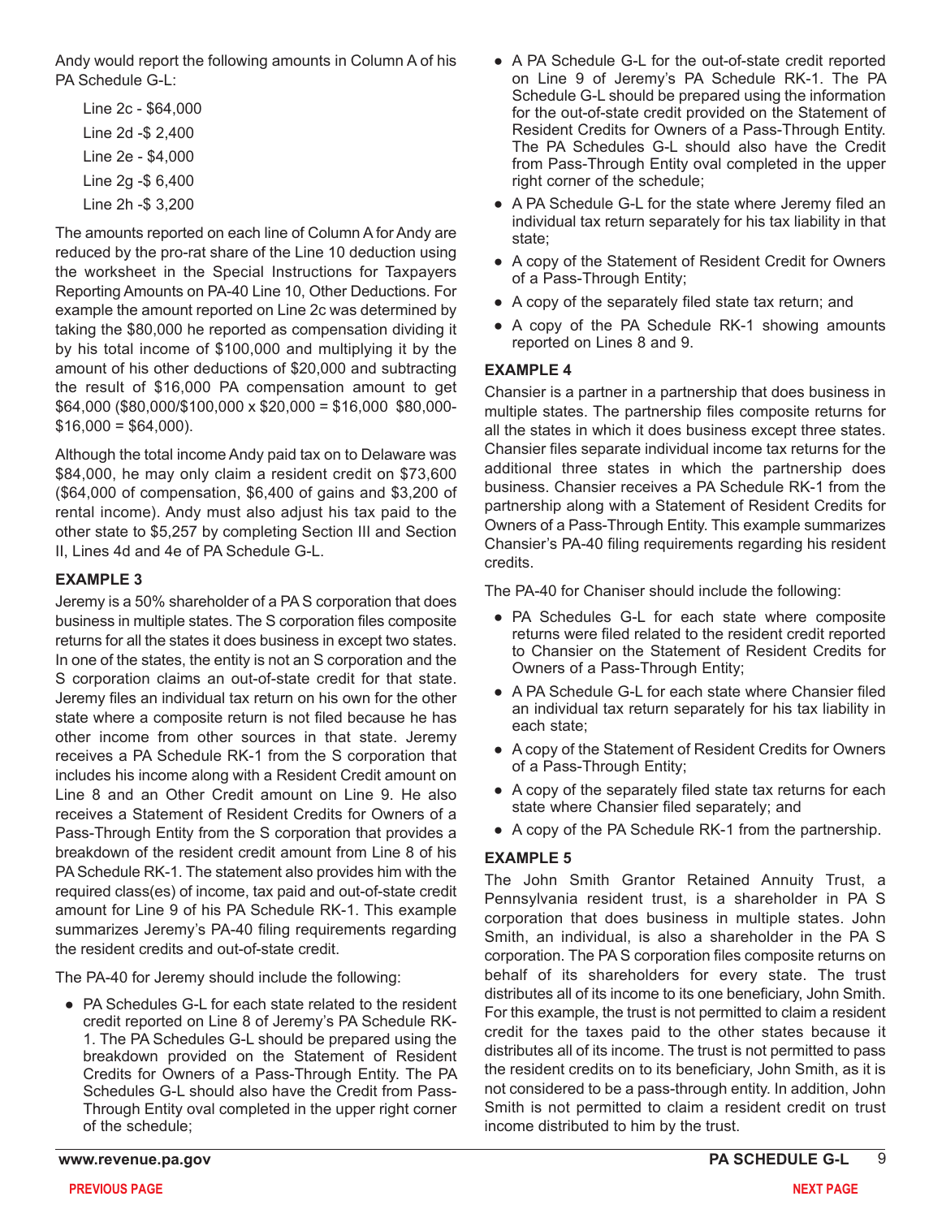Andy would report the following amounts in Column A of his PA Schedule G-L:

Line 2c - $64,000

Line 2d -$ 2,400

Line 2e - $4,000

Line 2g -$ 6,400

Line 2h -$ 3,200

The amounts reported on each line of Column A for Andy are reduced by the pro-rat share of the Line 10 deduction using the worksheet in the Special Instructions for Taxpayers Reporting Amounts on PA-40 Line 10, Other Deductions. For example the amount reported on Line 2c was determined by taking the $80,000 he reported as compensation dividing it by his total income of $100,000 and multiplying it by the amount of his other deductions of $20,000 and subtracting the result of $16,000 PA compensation amount to get $64,000 ($80,000/$100,000 x $20,000 = $16,000 $80,000-$16,000 = $64,000).

Although the total income Andy paid tax on to Delaware was $84,000, he may only claim a resident credit on $73,600 ($64,000 of compensation, $6,400 of gains and $3,200 of rental income). Andy must also adjust his tax paid to the other state to $5,257 by completing Section III and Section II, Lines 4d and 4e of PA Schedule G-L.

### EXAMPLE 3

Jeremy is a 50% shareholder of a PA S corporation that does business in multiple states. The S corporation files composite returns for all the states it does business in except two states. In one of the states, the entity is not an S corporation and the S corporation claims an out-of-state credit for that state. Jeremy files an individual tax return on his own for the other state where a composite return is not filed because he has other income from other sources in that state. Jeremy receives a PA Schedule RK-1 from the S corporation that includes his income along with a Resident Credit amount on Line 8 and an Other Credit amount on Line 9. He also receives a Statement of Resident Credits for Owners of a Pass-Through Entity from the S corporation that provides a breakdown of the resident credit amount from Line 8 of his PA Schedule RK-1. The statement also provides him with the required class(es) of income, tax paid and out-of-state credit amount for Line 9 of his PA Schedule RK-1. This example summarizes Jeremy's PA-40 filing requirements regarding the resident credits and out-of-state credit.

The PA-40 for Jeremy should include the following:

- PA Schedules G-L for each state related to the resident credit reported on Line 8 of Jeremy's PA Schedule RK-1. The PA Schedules G-L should be prepared using the breakdown provided on the Statement of Resident Credits for Owners of a Pass-Through Entity. The PA Schedules G-L should also have the Credit from Pass-Through Entity oval completed in the upper right corner of the schedule;
- A PA Schedule G-L for the out-of-state credit reported on Line 9 of Jeremy's PA Schedule RK-1. The PA Schedule G-L should be prepared using the information for the out-of-state credit provided on the Statement of Resident Credits for Owners of a Pass-Through Entity. The PA Schedules G-L should also have the Credit from Pass-Through Entity oval completed in the upper right corner of the schedule;
- A PA Schedule G-L for the state where Jeremy filed an individual tax return separately for his tax liability in that state;
- A copy of the Statement of Resident Credit for Owners of a Pass-Through Entity;
- A copy of the separately filed state tax return; and
- A copy of the PA Schedule RK-1 showing amounts reported on Lines 8 and 9.

### EXAMPLE 4

Chansier is a partner in a partnership that does business in multiple states. The partnership files composite returns for all the states in which it does business except three states. Chansier files separate individual income tax returns for the additional three states in which the partnership does business. Chansier receives a PA Schedule RK-1 from the partnership along with a Statement of Resident Credits for Owners of a Pass-Through Entity. This example summarizes Chansier's PA-40 filing requirements regarding his resident credits.

The PA-40 for Chaniser should include the following:

- PA Schedules G-L for each state where composite returns were filed related to the resident credit reported to Chansier on the Statement of Resident Credits for Owners of a Pass-Through Entity;
- A PA Schedule G-L for each state where Chansier filed an individual tax return separately for his tax liability in each state;
- A copy of the Statement of Resident Credits for Owners of a Pass-Through Entity;
- A copy of the separately filed state tax returns for each state where Chansier filed separately; and
- A copy of the PA Schedule RK-1 from the partnership.

### EXAMPLE 5

The John Smith Grantor Retained Annuity Trust, a Pennsylvania resident trust, is a shareholder in PA S corporation that does business in multiple states. John Smith, an individual, is also a shareholder in the PA S corporation. The PA S corporation files composite returns on behalf of its shareholders for every state. The trust distributes all of its income to its one beneficiary, John Smith. For this example, the trust is not permitted to claim a resident credit for the taxes paid to the other states because it distributes all of its income. The trust is not permitted to pass the resident credits on to its beneficiary, John Smith, as it is not considered to be a pass-through entity. In addition, John Smith is not permitted to claim a resident credit on trust income distributed to him by the trust.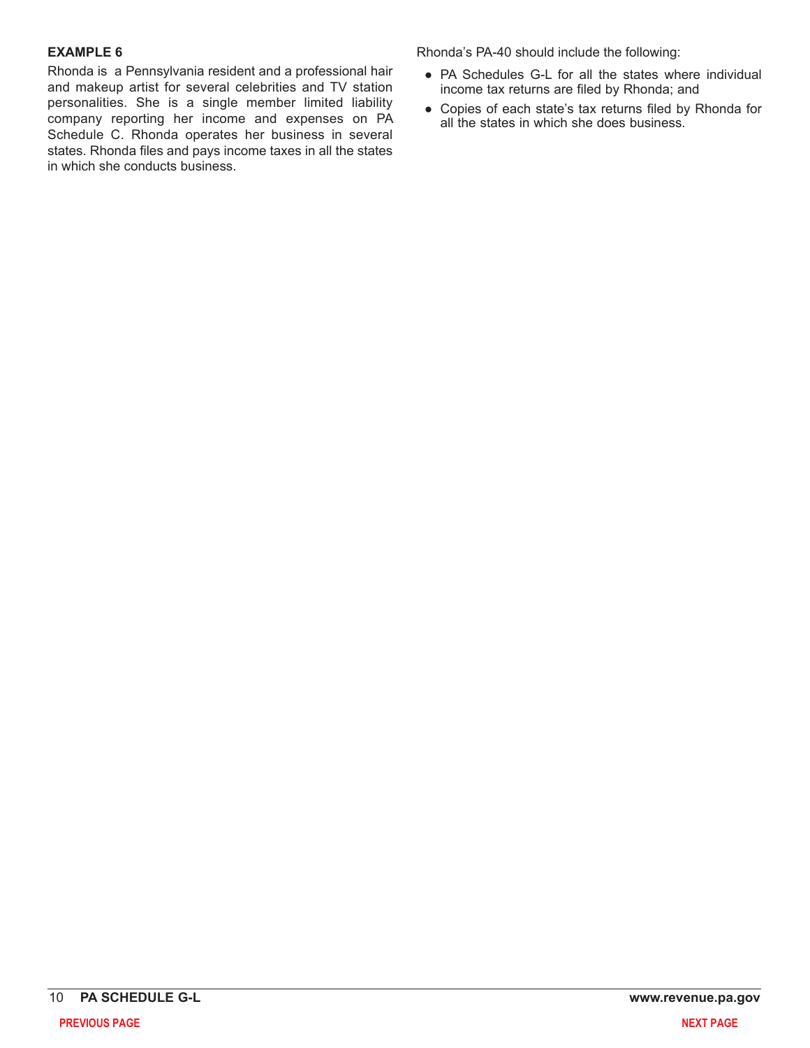**EXAMPLE 6**

Rhonda is a Pennsylvania resident and a professional hair and makeup artist for several celebrities and TV station personalities. She is a single member limited liability company reporting her income and expenses on PA Schedule C. Rhonda operates her business in several states. Rhonda files and pays income taxes in all the states in which she conducts business.

Rhonda's PA-40 should include the following:

- PA Schedules G-L for all the states where individual income tax returns are filed by Rhonda; and
- Copies of each state's tax returns filed by Rhonda for all the states in which she does business.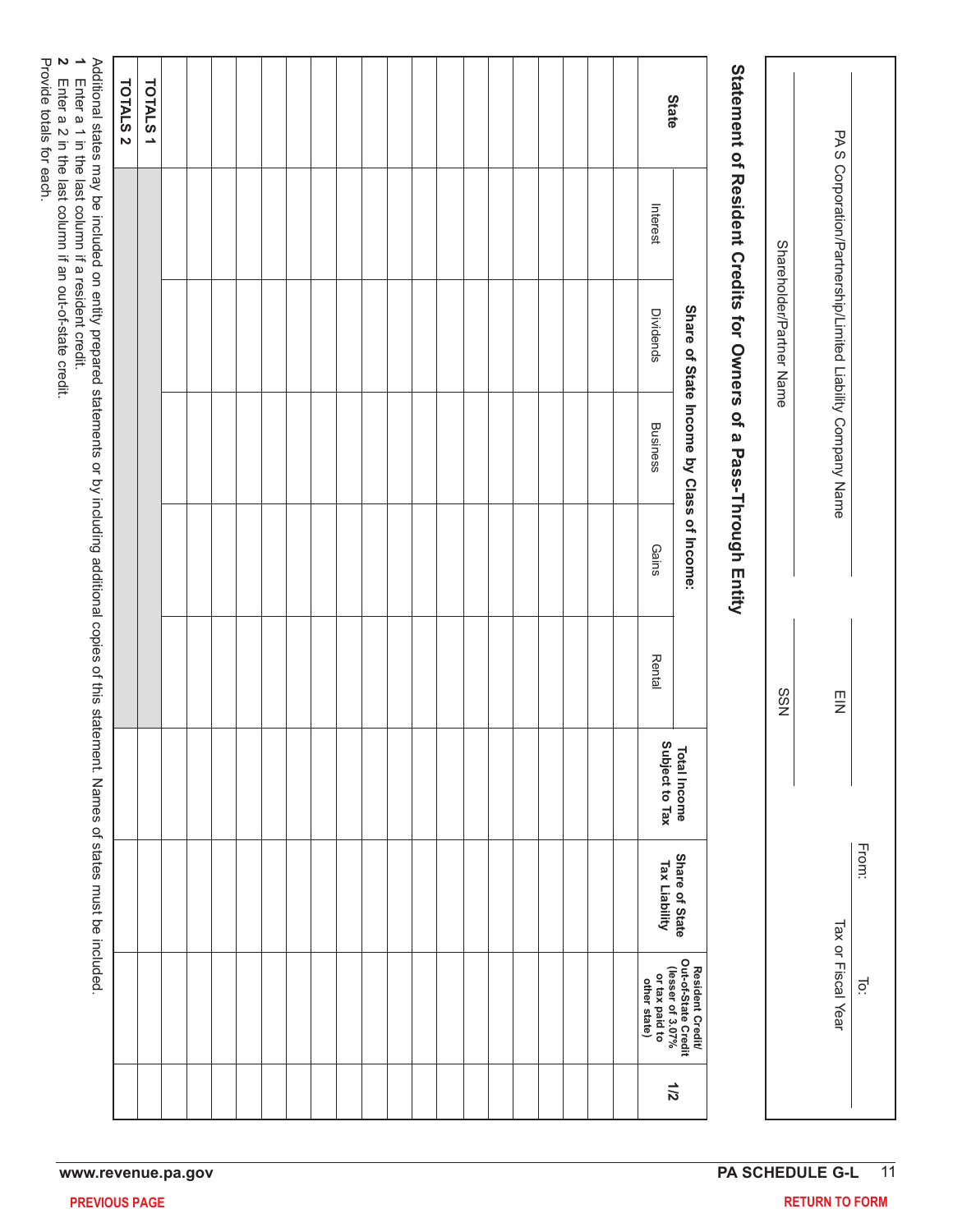PA S Corporation/Partnership/Limited Liability Company Name

EIN

From: To:

Tax or Fiscal Year

Shareholder/Partner Name

SSN

## Statement of Resident Credits for Owners of a Pass-Through Entity

| State | Share of State Income by Class of Income: | | | | | Total Income Subject to Tax | Share of State Tax Liability | Resident Credit/ Out-of-State Credit (lesser of 3.07% or tax paid to other state) | 1/2 |
|---|---|---|---|---|---|---|---|---|---|
| | Interest | Dividends | Business | Gains | Rental | | | | |
| | | | | | | | | | |
| | | | | | | | | | |
| | | | | | | | | | |
| | | | | | | | | | |
| | | | | | | | | | |
| | | | | | | | | | |
| | | | | | | | | | |
| | | | | | | | | | |
| | | | | | | | | | |
| | | | | | | | | | |
| | | | | | | | | | |
| | | | | | | | | | |
| | | | | | | | | | |
| | | | | | | | | | |
| | | | | | | | | | |
| | | | | | | | | | |
| | | | | | | | | | |
| | | | | | | | | | |
| | | | | | | | | | |
| **TOTALS 1** | | | | | | | | | |
| **TOTALS 2** | | | | | | | | | |

Additional states may be included on entity prepared statements or by including additional copies of this statement. Names of states must be included.

**1** Enter a 1 in the last column if a resident credit.

**2** Enter a 2 in the last column if an out-of-state credit.

Provide totals for each.

www.revenue.pa.gov

PREVIOUS PAGE

RETURN TO FORM